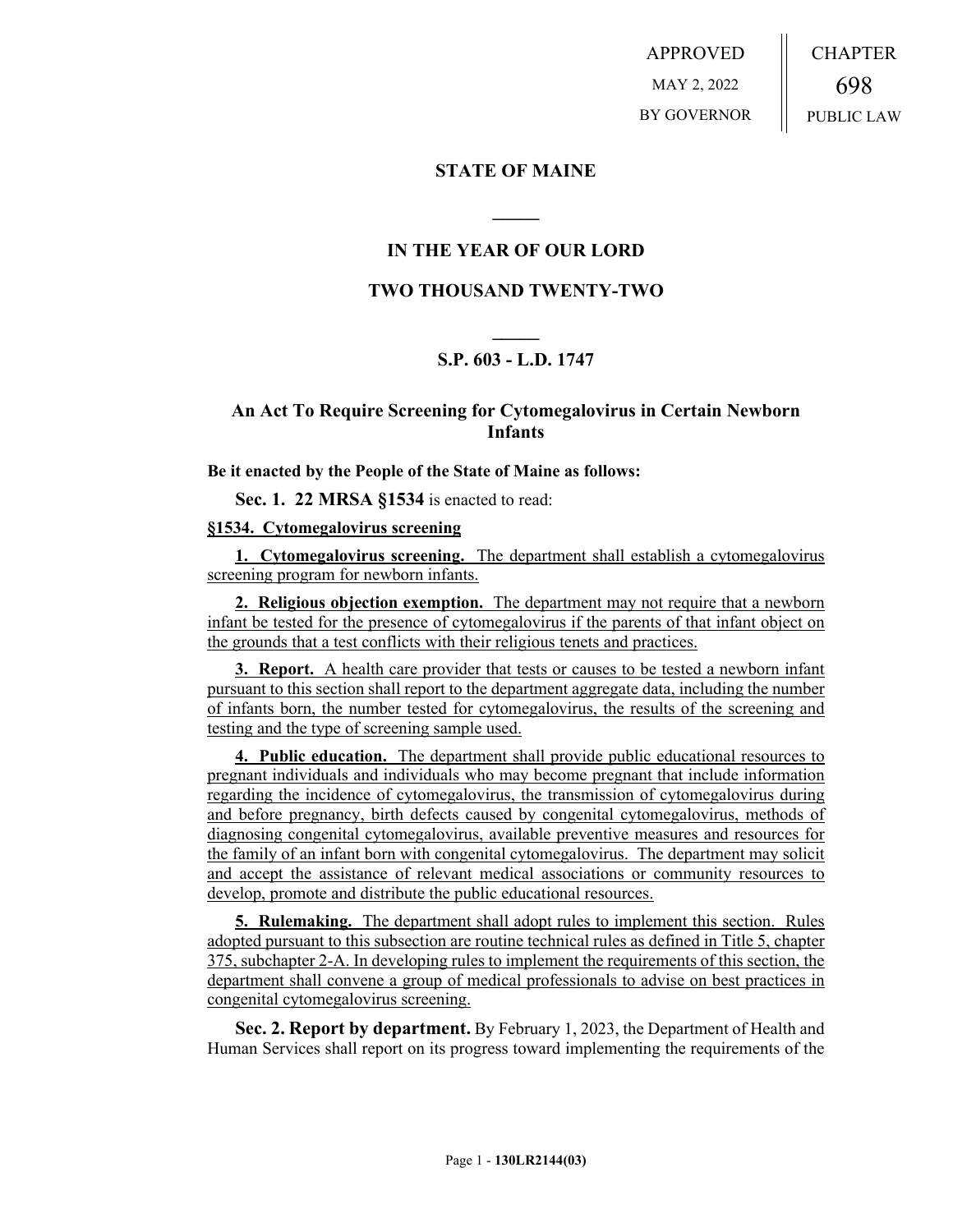APPROVED
MAY 2, 2022
BY GOVERNOR

CHAPTER
698
PUBLIC LAW

## STATE OF MAINE

## IN THE YEAR OF OUR LORD

## TWO THOUSAND TWENTY-TWO

## S.P. 603 - L.D. 1747

### An Act To Require Screening for Cytomegalovirus in Certain Newborn Infants

**Be it enacted by the People of the State of Maine as follows:**

**Sec. 1. 22 MRSA §1534** is enacted to read:

**§1534. Cytomegalovirus screening**

**1. Cytomegalovirus screening.** The department shall establish a cytomegalovirus screening program for newborn infants.

**2. Religious objection exemption.** The department may not require that a newborn infant be tested for the presence of cytomegalovirus if the parents of that infant object on the grounds that a test conflicts with their religious tenets and practices.

**3. Report.** A health care provider that tests or causes to be tested a newborn infant pursuant to this section shall report to the department aggregate data, including the number of infants born, the number tested for cytomegalovirus, the results of the screening and testing and the type of screening sample used.

**4. Public education.** The department shall provide public educational resources to pregnant individuals and individuals who may become pregnant that include information regarding the incidence of cytomegalovirus, the transmission of cytomegalovirus during and before pregnancy, birth defects caused by congenital cytomegalovirus, methods of diagnosing congenital cytomegalovirus, available preventive measures and resources for the family of an infant born with congenital cytomegalovirus. The department may solicit and accept the assistance of relevant medical associations or community resources to develop, promote and distribute the public educational resources.

**5. Rulemaking.** The department shall adopt rules to implement this section. Rules adopted pursuant to this subsection are routine technical rules as defined in Title 5, chapter 375, subchapter 2-A. In developing rules to implement the requirements of this section, the department shall convene a group of medical professionals to advise on best practices in congenital cytomegalovirus screening.

**Sec. 2. Report by department.** By February 1, 2023, the Department of Health and Human Services shall report on its progress toward implementing the requirements of the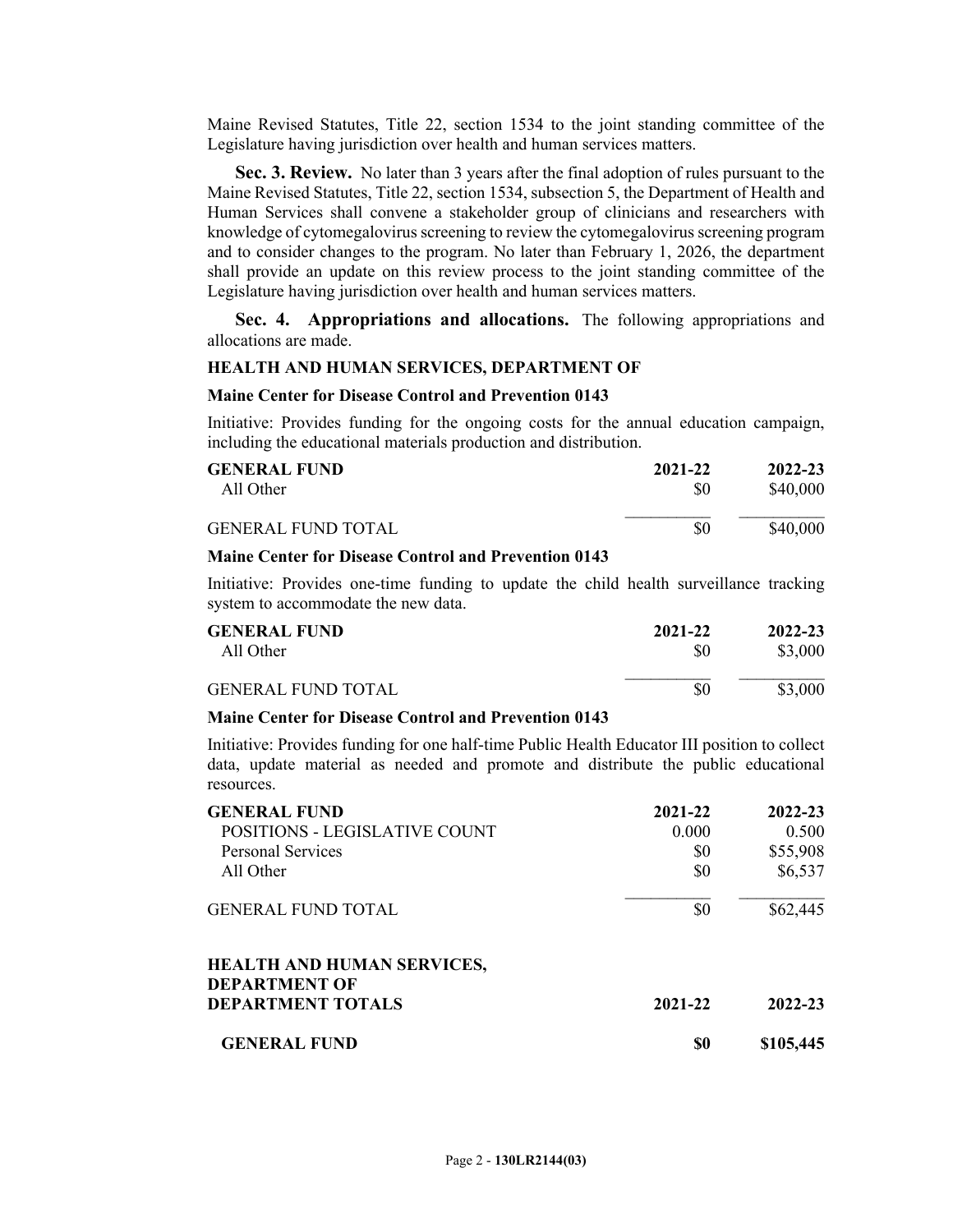Maine Revised Statutes, Title 22, section 1534 to the joint standing committee of the Legislature having jurisdiction over health and human services matters.

**Sec. 3. Review.** No later than 3 years after the final adoption of rules pursuant to the Maine Revised Statutes, Title 22, section 1534, subsection 5, the Department of Health and Human Services shall convene a stakeholder group of clinicians and researchers with knowledge of cytomegalovirus screening to review the cytomegalovirus screening program and to consider changes to the program. No later than February 1, 2026, the department shall provide an update on this review process to the joint standing committee of the Legislature having jurisdiction over health and human services matters.

**Sec. 4. Appropriations and allocations.** The following appropriations and allocations are made.

**HEALTH AND HUMAN SERVICES, DEPARTMENT OF**

**Maine Center for Disease Control and Prevention 0143**

Initiative: Provides funding for the ongoing costs for the annual education campaign, including the educational materials production and distribution.

| **GENERAL FUND** | **2021-22** | **2022-23** |
|---|---|---|
| All Other | $0 | $40,000 |
| GENERAL FUND TOTAL | $0 | $40,000 |

**Maine Center for Disease Control and Prevention 0143**

Initiative: Provides one-time funding to update the child health surveillance tracking system to accommodate the new data.

| **GENERAL FUND** | **2021-22** | **2022-23** |
|---|---|---|
| All Other | $0 | $3,000 |
| GENERAL FUND TOTAL | $0 | $3,000 |

**Maine Center for Disease Control and Prevention 0143**

Initiative: Provides funding for one half-time Public Health Educator III position to collect data, update material as needed and promote and distribute the public educational resources.

| **GENERAL FUND** | **2021-22** | **2022-23** |
|---|---|---|
| POSITIONS - LEGISLATIVE COUNT | 0.000 | 0.500 |
| Personal Services | $0 | $55,908 |
| All Other | $0 | $6,537 |
| GENERAL FUND TOTAL | $0 | $62,445 |

| **HEALTH AND HUMAN SERVICES, DEPARTMENT OF DEPARTMENT TOTALS** | **2021-22** | **2022-23** |
|---|---|---|
| **GENERAL FUND** | **$0** | **$105,445** |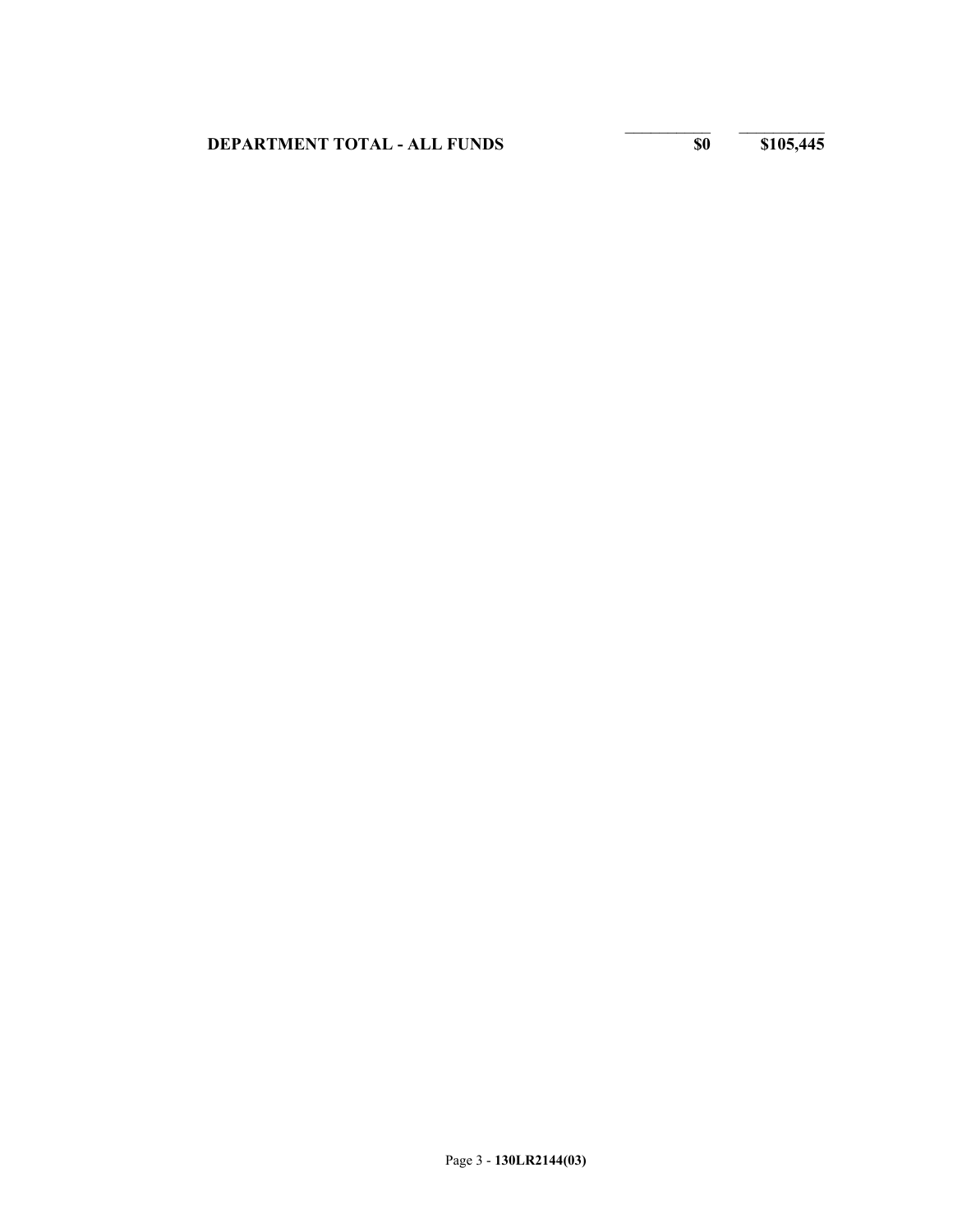| | | |
|---|---|---|
| **DEPARTMENT TOTAL - ALL FUNDS** | **$0** | **$105,445** |